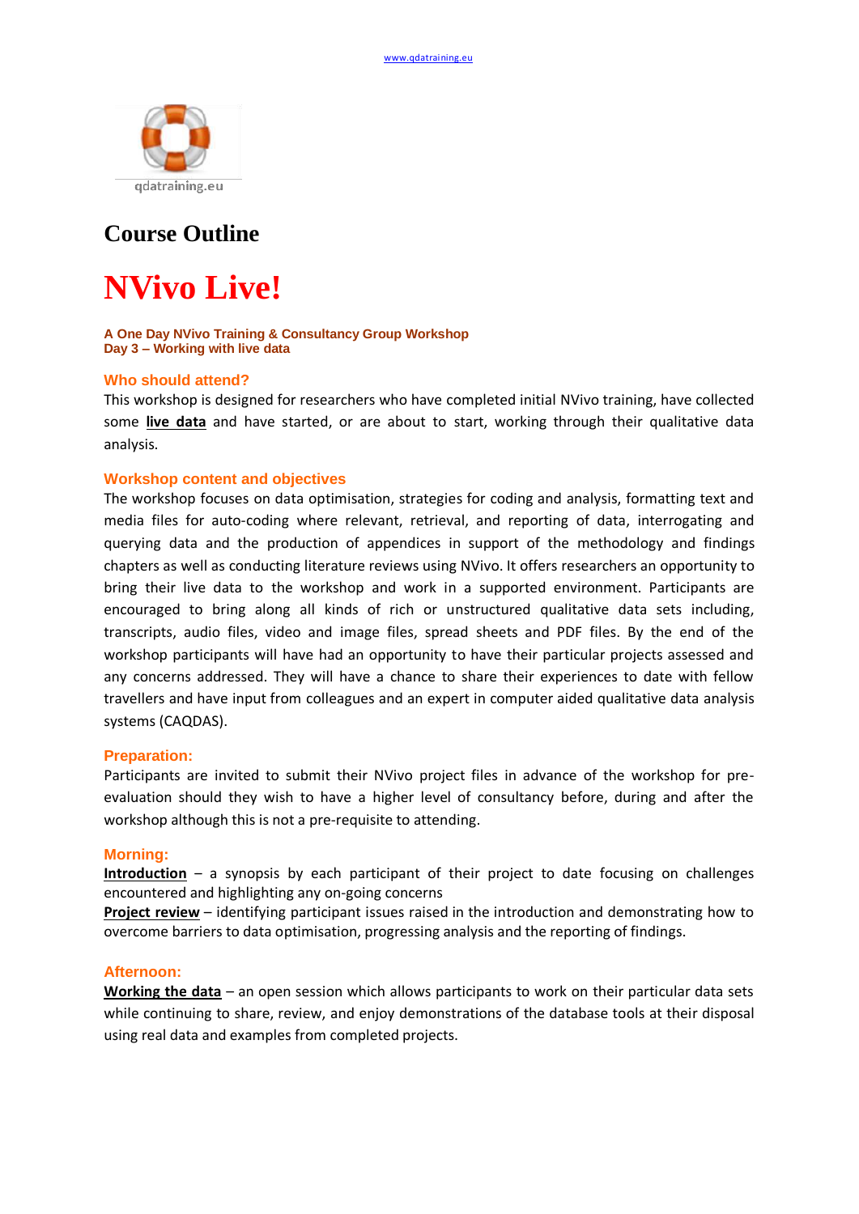qdatraining.eu

# Course Outline

# NVivo Live!

**A One Day NVivo Training & Consultancy Group Workshop**
**Day 3 – Working with live data**

### Who should attend?

This workshop is designed for researchers who have completed initial NVivo training, have collected some **live data** and have started, or are about to start, working through their qualitative data analysis.

### Workshop content and objectives

The workshop focuses on data optimisation, strategies for coding and analysis, formatting text and media files for auto-coding where relevant, retrieval, and reporting of data, interrogating and querying data and the production of appendices in support of the methodology and findings chapters as well as conducting literature reviews using NVivo. It offers researchers an opportunity to bring their live data to the workshop and work in a supported environment. Participants are encouraged to bring along all kinds of rich or unstructured qualitative data sets including, transcripts, audio files, video and image files, spread sheets and PDF files. By the end of the workshop participants will have had an opportunity to have their particular projects assessed and any concerns addressed. They will have a chance to share their experiences to date with fellow travellers and have input from colleagues and an expert in computer aided qualitative data analysis systems (CAQDAS).

### Preparation:

Participants are invited to submit their NVivo project files in advance of the workshop for pre-evaluation should they wish to have a higher level of consultancy before, during and after the workshop although this is not a pre-requisite to attending.

### Morning:

**Introduction** – a synopsis by each participant of their project to date focusing on challenges encountered and highlighting any on-going concerns
**Project review** – identifying participant issues raised in the introduction and demonstrating how to overcome barriers to data optimisation, progressing analysis and the reporting of findings.

### Afternoon:

**Working the data** – an open session which allows participants to work on their particular data sets while continuing to share, review, and enjoy demonstrations of the database tools at their disposal using real data and examples from completed projects.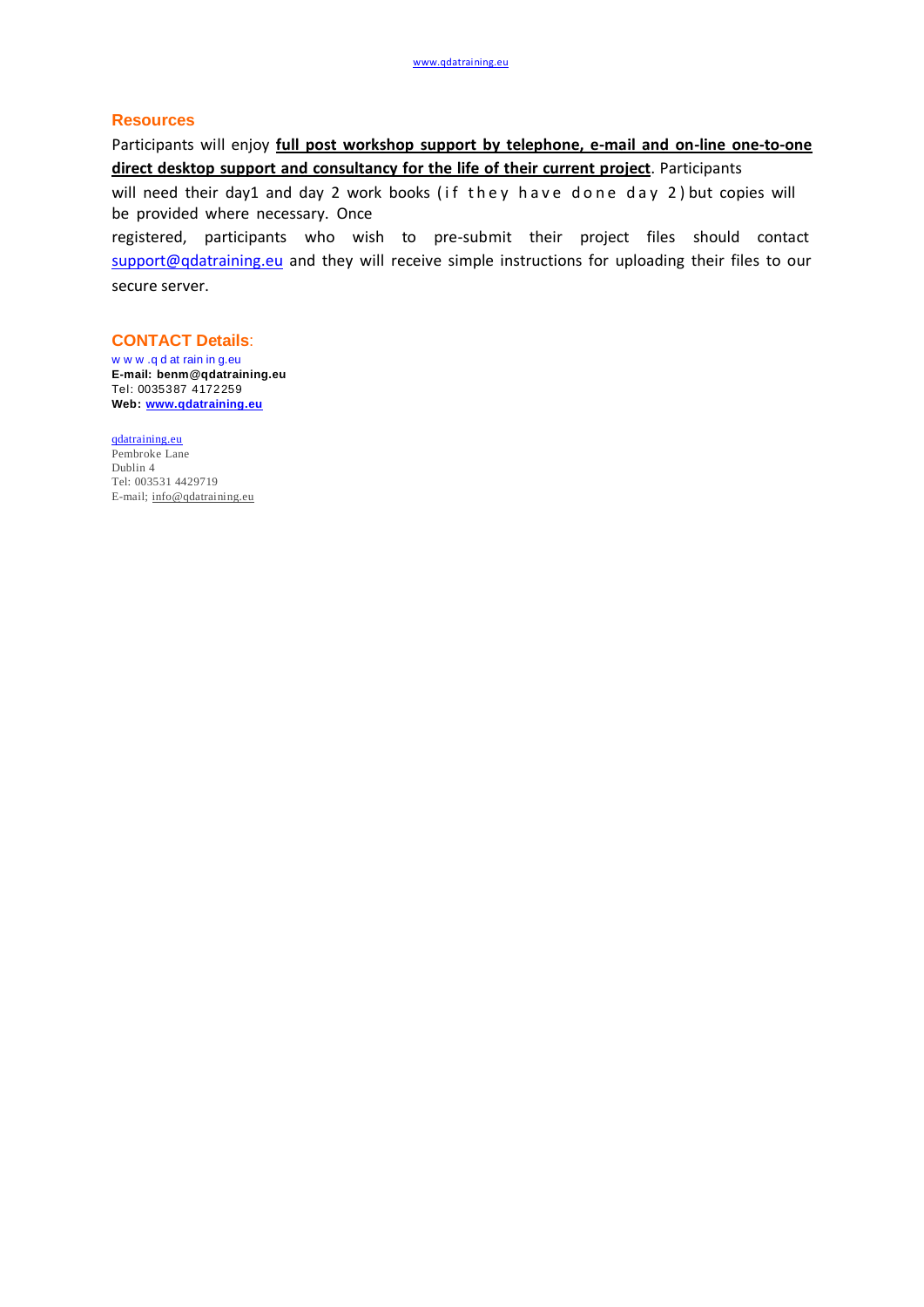## Resources

Participants will enjoy **full post workshop support by telephone, e-mail and on-line one-to-one direct desktop support and consultancy for the life of their current project**. Participants will need their day1 and day 2 work books (if they have done day 2) but copies will be provided where necessary. Once registered, participants who wish to pre-submit their project files should contact support@qdatraining.eu and they will receive simple instructions for uploading their files to our secure server.

## CONTACT Details:

www.qdatraining.eu
**E-mail: benm@qdatraining.eu**
Tel: 0035387 4172259
**Web: www.qdatraining.eu**

qdatraining.eu
Pembroke Lane
Dublin 4
Tel: 003531 4429719
E-mail; info@qdatraining.eu